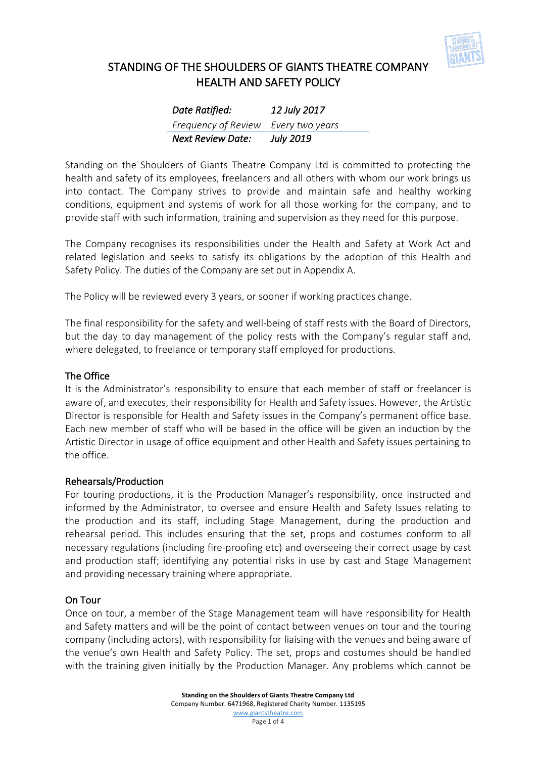# STANDING OF THE SHOULDERS OF GIANTS THEATRE COMPANY HEALTH AND SAFETY POLICY

| *Date Ratified:* | *12 July 2017* |
| --- | --- |
| *Frequency of Review* | *Every two years* |
| *Next Review Date:* | *July 2019* |

Standing on the Shoulders of Giants Theatre Company Ltd is committed to protecting the health and safety of its employees, freelancers and all others with whom our work brings us into contact. The Company strives to provide and maintain safe and healthy working conditions, equipment and systems of work for all those working for the company, and to provide staff with such information, training and supervision as they need for this purpose.

The Company recognises its responsibilities under the Health and Safety at Work Act and related legislation and seeks to satisfy its obligations by the adoption of this Health and Safety Policy. The duties of the Company are set out in Appendix A.

The Policy will be reviewed every 3 years, or sooner if working practices change.

The final responsibility for the safety and well-being of staff rests with the Board of Directors, but the day to day management of the policy rests with the Company's regular staff and, where delegated, to freelance or temporary staff employed for productions.

## The Office

It is the Administrator's responsibility to ensure that each member of staff or freelancer is aware of, and executes, their responsibility for Health and Safety issues. However, the Artistic Director is responsible for Health and Safety issues in the Company's permanent office base. Each new member of staff who will be based in the office will be given an induction by the Artistic Director in usage of office equipment and other Health and Safety issues pertaining to the office.

## Rehearsals/Production

For touring productions, it is the Production Manager's responsibility, once instructed and informed by the Administrator, to oversee and ensure Health and Safety Issues relating to the production and its staff, including Stage Management, during the production and rehearsal period. This includes ensuring that the set, props and costumes conform to all necessary regulations (including fire-proofing etc) and overseeing their correct usage by cast and production staff; identifying any potential risks in use by cast and Stage Management and providing necessary training where appropriate.

## On Tour

Once on tour, a member of the Stage Management team will have responsibility for Health and Safety matters and will be the point of contact between venues on tour and the touring company (including actors), with responsibility for liaising with the venues and being aware of the venue's own Health and Safety Policy. The set, props and costumes should be handled with the training given initially by the Production Manager. Any problems which cannot be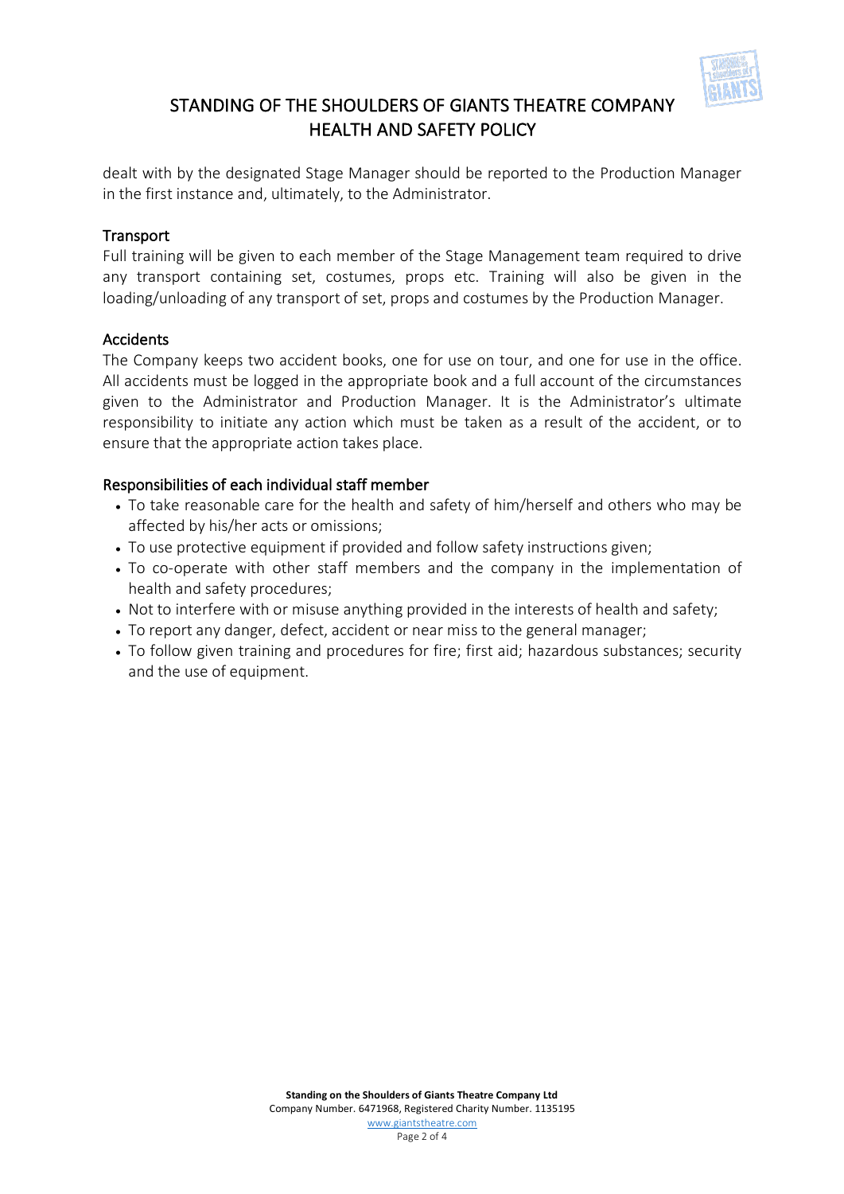dealt with by the designated Stage Manager should be reported to the Production Manager in the first instance and, ultimately, to the Administrator.

## Transport

Full training will be given to each member of the Stage Management team required to drive any transport containing set, costumes, props etc. Training will also be given in the loading/unloading of any transport of set, props and costumes by the Production Manager.

## Accidents

The Company keeps two accident books, one for use on tour, and one for use in the office. All accidents must be logged in the appropriate book and a full account of the circumstances given to the Administrator and Production Manager. It is the Administrator's ultimate responsibility to initiate any action which must be taken as a result of the accident, or to ensure that the appropriate action takes place.

## Responsibilities of each individual staff member

- To take reasonable care for the health and safety of him/herself and others who may be affected by his/her acts or omissions;
- To use protective equipment if provided and follow safety instructions given;
- To co-operate with other staff members and the company in the implementation of health and safety procedures;
- Not to interfere with or misuse anything provided in the interests of health and safety;
- To report any danger, defect, accident or near miss to the general manager;
- To follow given training and procedures for fire; first aid; hazardous substances; security and the use of equipment.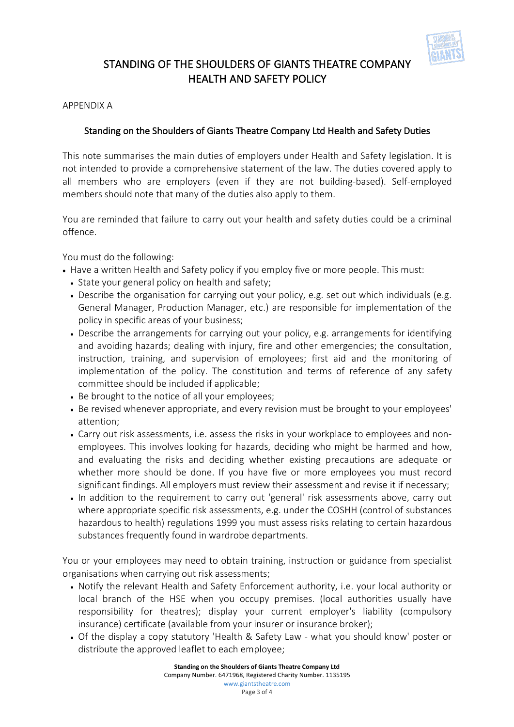# STANDING OF THE SHOULDERS OF GIANTS THEATRE COMPANY HEALTH AND SAFETY POLICY

APPENDIX A

## Standing on the Shoulders of Giants Theatre Company Ltd Health and Safety Duties

This note summarises the main duties of employers under Health and Safety legislation. It is not intended to provide a comprehensive statement of the law. The duties covered apply to all members who are employers (even if they are not building-based). Self-employed members should note that many of the duties also apply to them.

You are reminded that failure to carry out your health and safety duties could be a criminal offence.

You must do the following:

- Have a written Health and Safety policy if you employ five or more people. This must:
  - State your general policy on health and safety;
  - Describe the organisation for carrying out your policy, e.g. set out which individuals (e.g. General Manager, Production Manager, etc.) are responsible for implementation of the policy in specific areas of your business;
  - Describe the arrangements for carrying out your policy, e.g. arrangements for identifying and avoiding hazards; dealing with injury, fire and other emergencies; the consultation, instruction, training, and supervision of employees; first aid and the monitoring of implementation of the policy. The constitution and terms of reference of any safety committee should be included if applicable;
  - Be brought to the notice of all your employees;
  - Be revised whenever appropriate, and every revision must be brought to your employees' attention;
  - Carry out risk assessments, i.e. assess the risks in your workplace to employees and non-employees. This involves looking for hazards, deciding who might be harmed and how, and evaluating the risks and deciding whether existing precautions are adequate or whether more should be done. If you have five or more employees you must record significant findings. All employers must review their assessment and revise it if necessary;
  - In addition to the requirement to carry out 'general' risk assessments above, carry out where appropriate specific risk assessments, e.g. under the COSHH (control of substances hazardous to health) regulations 1999 you must assess risks relating to certain hazardous substances frequently found in wardrobe departments.

You or your employees may need to obtain training, instruction or guidance from specialist organisations when carrying out risk assessments;

  - Notify the relevant Health and Safety Enforcement authority, i.e. your local authority or local branch of the HSE when you occupy premises. (local authorities usually have responsibility for theatres); display your current employer's liability (compulsory insurance) certificate (available from your insurer or insurance broker);
  - Of the display a copy statutory 'Health & Safety Law - what you should know' poster or distribute the approved leaflet to each employee;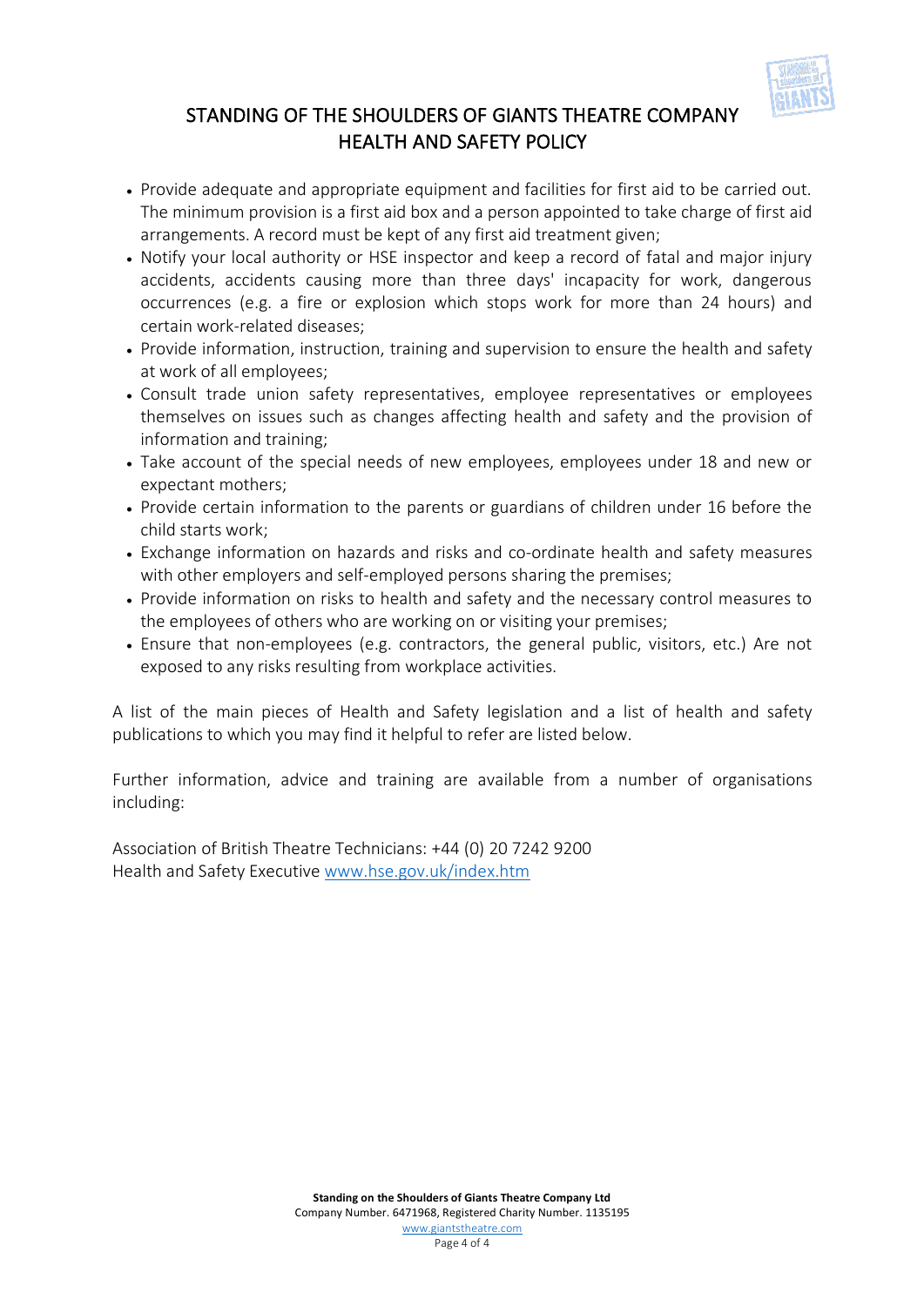- Provide adequate and appropriate equipment and facilities for first aid to be carried out. The minimum provision is a first aid box and a person appointed to take charge of first aid arrangements. A record must be kept of any first aid treatment given;
- Notify your local authority or HSE inspector and keep a record of fatal and major injury accidents, accidents causing more than three days' incapacity for work, dangerous occurrences (e.g. a fire or explosion which stops work for more than 24 hours) and certain work-related diseases;
- Provide information, instruction, training and supervision to ensure the health and safety at work of all employees;
- Consult trade union safety representatives, employee representatives or employees themselves on issues such as changes affecting health and safety and the provision of information and training;
- Take account of the special needs of new employees, employees under 18 and new or expectant mothers;
- Provide certain information to the parents or guardians of children under 16 before the child starts work;
- Exchange information on hazards and risks and co-ordinate health and safety measures with other employers and self-employed persons sharing the premises;
- Provide information on risks to health and safety and the necessary control measures to the employees of others who are working on or visiting your premises;
- Ensure that non-employees (e.g. contractors, the general public, visitors, etc.) Are not exposed to any risks resulting from workplace activities.

A list of the main pieces of Health and Safety legislation and a list of health and safety publications to which you may find it helpful to refer are listed below.

Further information, advice and training are available from a number of organisations including:

Association of British Theatre Technicians: +44 (0) 20 7242 9200
Health and Safety Executive www.hse.gov.uk/index.htm